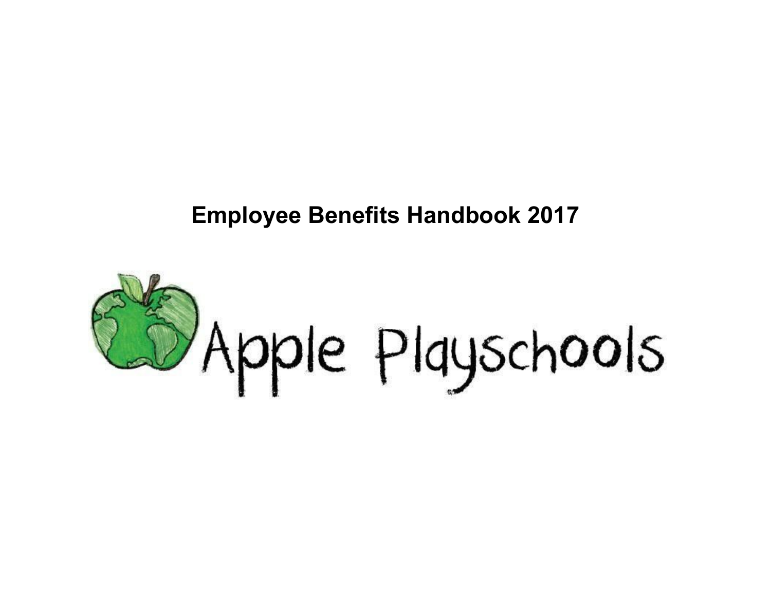# Employee Benefits Handbook 2017

Apple Playschools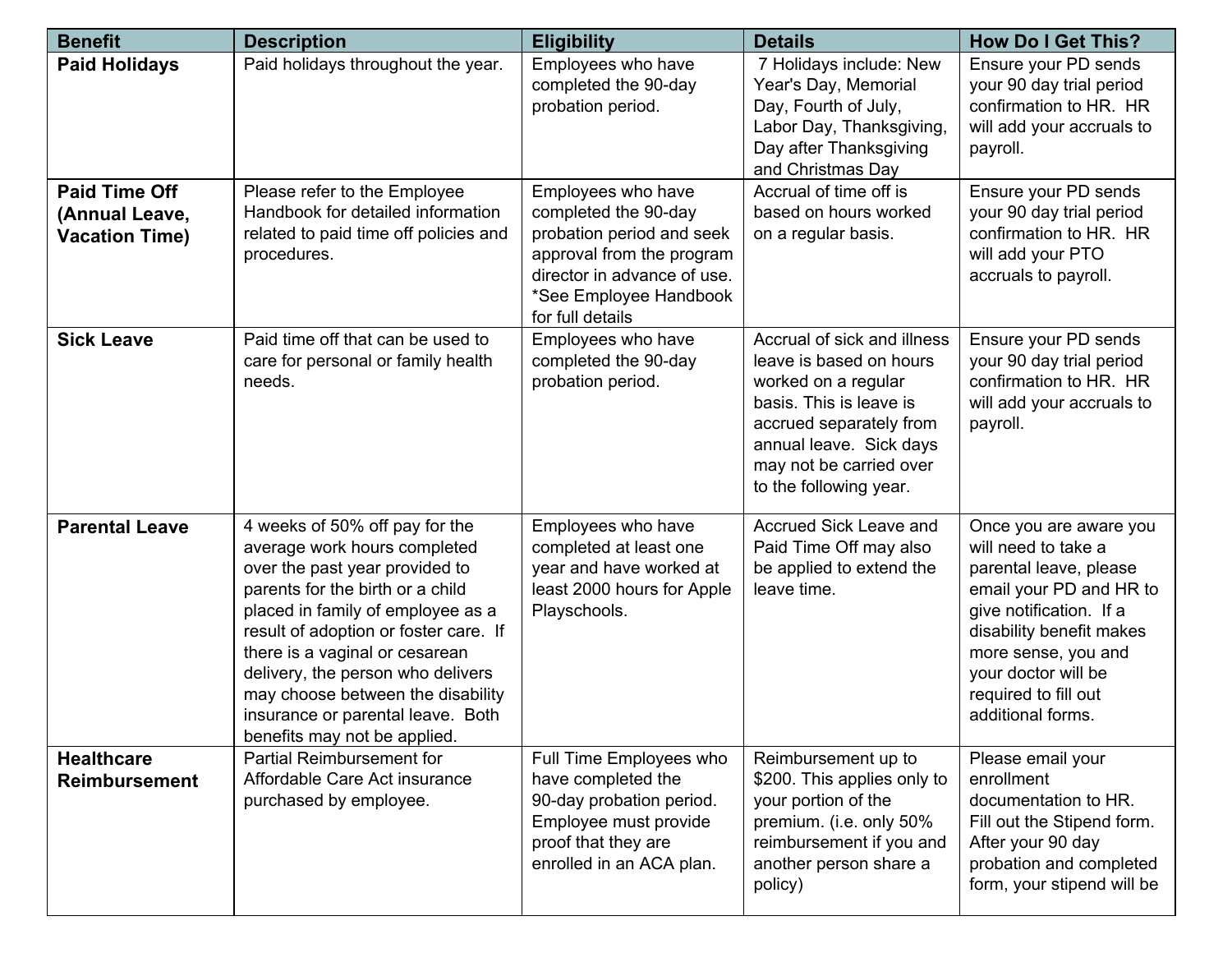| Benefit | Description | Eligibility | Details | How Do I Get This? |
| --- | --- | --- | --- | --- |
| **Paid Holidays** | Paid holidays throughout the year. | Employees who have completed the 90-day probation period. | 7 Holidays include: New Year's Day, Memorial Day, Fourth of July, Labor Day, Thanksgiving, Day after Thanksgiving and Christmas Day | Ensure your PD sends your 90 day trial period confirmation to HR. HR will add your accruals to payroll. |
| **Paid Time Off (Annual Leave, Vacation Time)** | Please refer to the Employee Handbook for detailed information related to paid time off policies and procedures. | Employees who have completed the 90-day probation period and seek approval from the program director in advance of use. *See Employee Handbook for full details | Accrual of time off is based on hours worked on a regular basis. | Ensure your PD sends your 90 day trial period confirmation to HR. HR will add your PTO accruals to payroll. |
| **Sick Leave** | Paid time off that can be used to care for personal or family health needs. | Employees who have completed the 90-day probation period. | Accrual of sick and illness leave is based on hours worked on a regular basis. This is leave is accrued separately from annual leave. Sick days may not be carried over to the following year. | Ensure your PD sends your 90 day trial period confirmation to HR. HR will add your accruals to payroll. |
| **Parental Leave** | 4 weeks of 50% off pay for the average work hours completed over the past year provided to parents for the birth or a child placed in family of employee as a result of adoption or foster care. If there is a vaginal or cesarean delivery, the person who delivers may choose between the disability insurance or parental leave. Both benefits may not be applied. | Employees who have completed at least one year and have worked at least 2000 hours for Apple Playschools. | Accrued Sick Leave and Paid Time Off may also be applied to extend the leave time. | Once you are aware you will need to take a parental leave, please email your PD and HR to give notification. If a disability benefit makes more sense, you and your doctor will be required to fill out additional forms. |
| **Healthcare Reimbursement** | Partial Reimbursement for Affordable Care Act insurance purchased by employee. | Full Time Employees who have completed the 90-day probation period. Employee must provide proof that they are enrolled in an ACA plan. | Reimbursement up to $200. This applies only to your portion of the premium. (i.e. only 50% reimbursement if you and another person share a policy) | Please email your enrollment documentation to HR. Fill out the Stipend form. After your 90 day probation and completed form, your stipend will be |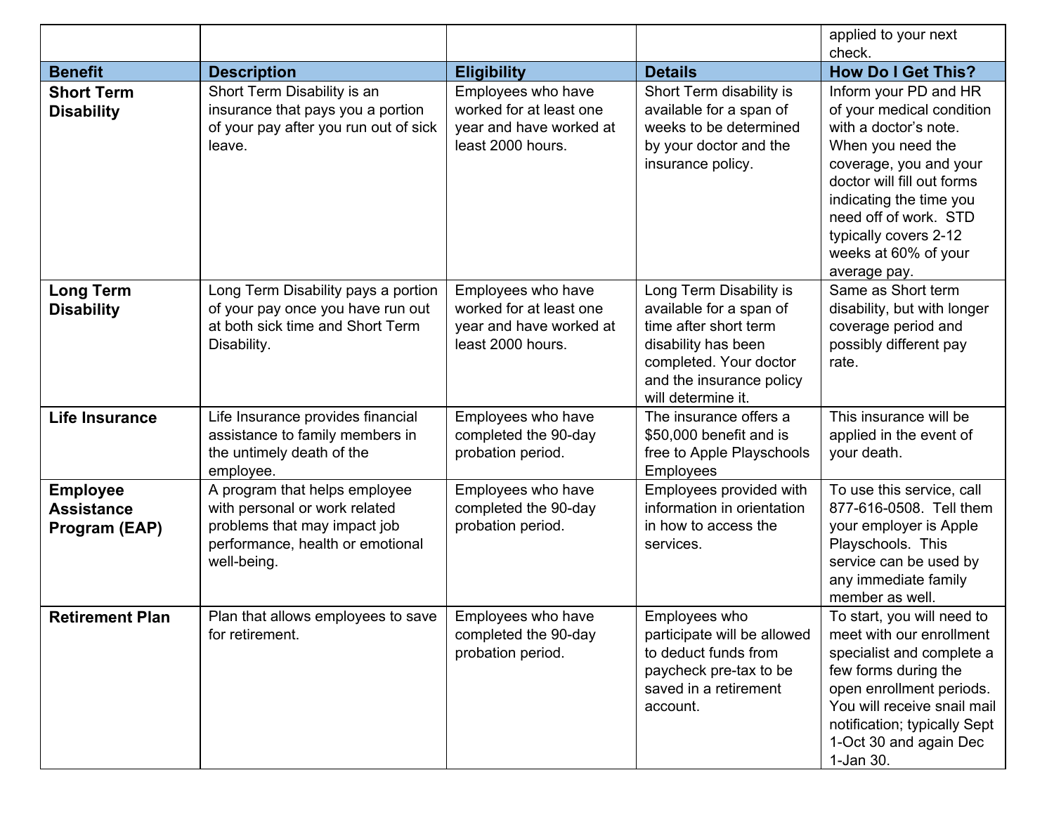| | | | | applied to your next check. |
|---|---|---|---|---|
| **Benefit** | **Description** | **Eligibility** | **Details** | **How Do I Get This?** |
| **Short Term Disability** | Short Term Disability is an insurance that pays you a portion of your pay after you run out of sick leave. | Employees who have worked for at least one year and have worked at least 2000 hours. | Short Term disability is available for a span of weeks to be determined by your doctor and the insurance policy. | Inform your PD and HR of your medical condition with a doctor's note. When you need the coverage, you and your doctor will fill out forms indicating the time you need off of work. STD typically covers 2-12 weeks at 60% of your average pay. |
| **Long Term Disability** | Long Term Disability pays a portion of your pay once you have run out at both sick time and Short Term Disability. | Employees who have worked for at least one year and have worked at least 2000 hours. | Long Term Disability is available for a span of time after short term disability has been completed. Your doctor and the insurance policy will determine it. | Same as Short term disability, but with longer coverage period and possibly different pay rate. |
| **Life Insurance** | Life Insurance provides financial assistance to family members in the untimely death of the employee. | Employees who have completed the 90-day probation period. | The insurance offers a $50,000 benefit and is free to Apple Playschools Employees | This insurance will be applied in the event of your death. |
| **Employee Assistance Program (EAP)** | A program that helps employee with personal or work related problems that may impact job performance, health or emotional well-being. | Employees who have completed the 90-day probation period. | Employees provided with information in orientation in how to access the services. | To use this service, call 877-616-0508. Tell them your employer is Apple Playschools. This service can be used by any immediate family member as well. |
| **Retirement Plan** | Plan that allows employees to save for retirement. | Employees who have completed the 90-day probation period. | Employees who participate will be allowed to deduct funds from paycheck pre-tax to be saved in a retirement account. | To start, you will need to meet with our enrollment specialist and complete a few forms during the open enrollment periods. You will receive snail mail notification; typically Sept 1-Oct 30 and again Dec 1-Jan 30. |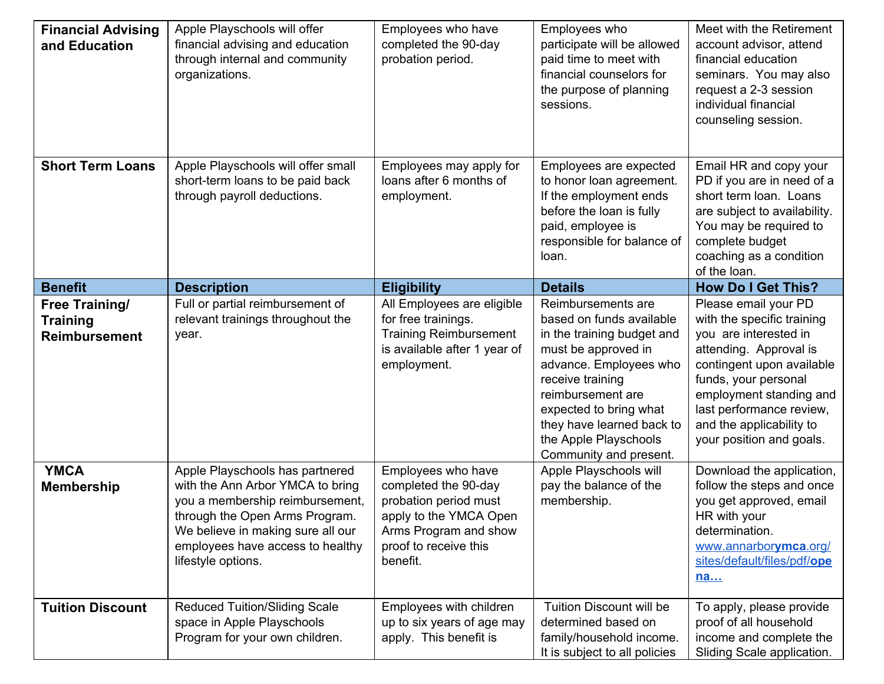| Benefit | Description | Eligibility | Details | How Do I Get This? |
| --- | --- | --- | --- | --- |
| **Financial Advising and Education** | Apple Playschools will offer financial advising and education through internal and community organizations. | Employees who have completed the 90-day probation period. | Employees who participate will be allowed paid time to meet with financial counselors for the purpose of planning sessions. | Meet with the Retirement account advisor, attend financial education seminars. You may also request a 2-3 session individual financial counseling session. |
| **Short Term Loans** | Apple Playschools will offer small short-term loans to be paid back through payroll deductions. | Employees may apply for loans after 6 months of employment. | Employees are expected to honor loan agreement. If the employment ends before the loan is fully paid, employee is responsible for balance of loan. | Email HR and copy your PD if you are in need of a short term loan. Loans are subject to availability. You may be required to complete budget coaching as a condition of the loan. |
| **Benefit** | **Description** | **Eligibility** | **Details** | **How Do I Get This?** |
| **Free Training/ Training Reimbursement** | Full or partial reimbursement of relevant trainings throughout the year. | All Employees are eligible for free trainings. Training Reimbursement is available after 1 year of employment. | Reimbursements are based on funds available in the training budget and must be approved in advance. Employees who receive training reimbursement are expected to bring what they have learned back to the Apple Playschools Community and present. | Please email your PD with the specific training you are interested in attending. Approval is contingent upon available funds, your personal employment standing and last performance review, and the applicability to your position and goals. |
| **YMCA Membership** | Apple Playschools has partnered with the Ann Arbor YMCA to bring you a membership reimbursement, through the Open Arms Program. We believe in making sure all our employees have access to healthy lifestyle options. | Employees who have completed the 90-day probation period must apply to the YMCA Open Arms Program and show proof to receive this benefit. | Apple Playschools will pay the balance of the membership. | Download the application, follow the steps and once you get approved, email HR with your determination. [www.annarborymca.org/sites/default/files/pdf/opena…](www.annarborymca.org/sites/default/files/pdf/opena…) |
| **Tuition Discount** | Reduced Tuition/Sliding Scale space in Apple Playschools Program for your own children. | Employees with children up to six years of age may apply. This benefit is | Tuition Discount will be determined based on family/household income. It is subject to all policies | To apply, please provide proof of all household income and complete the Sliding Scale application. |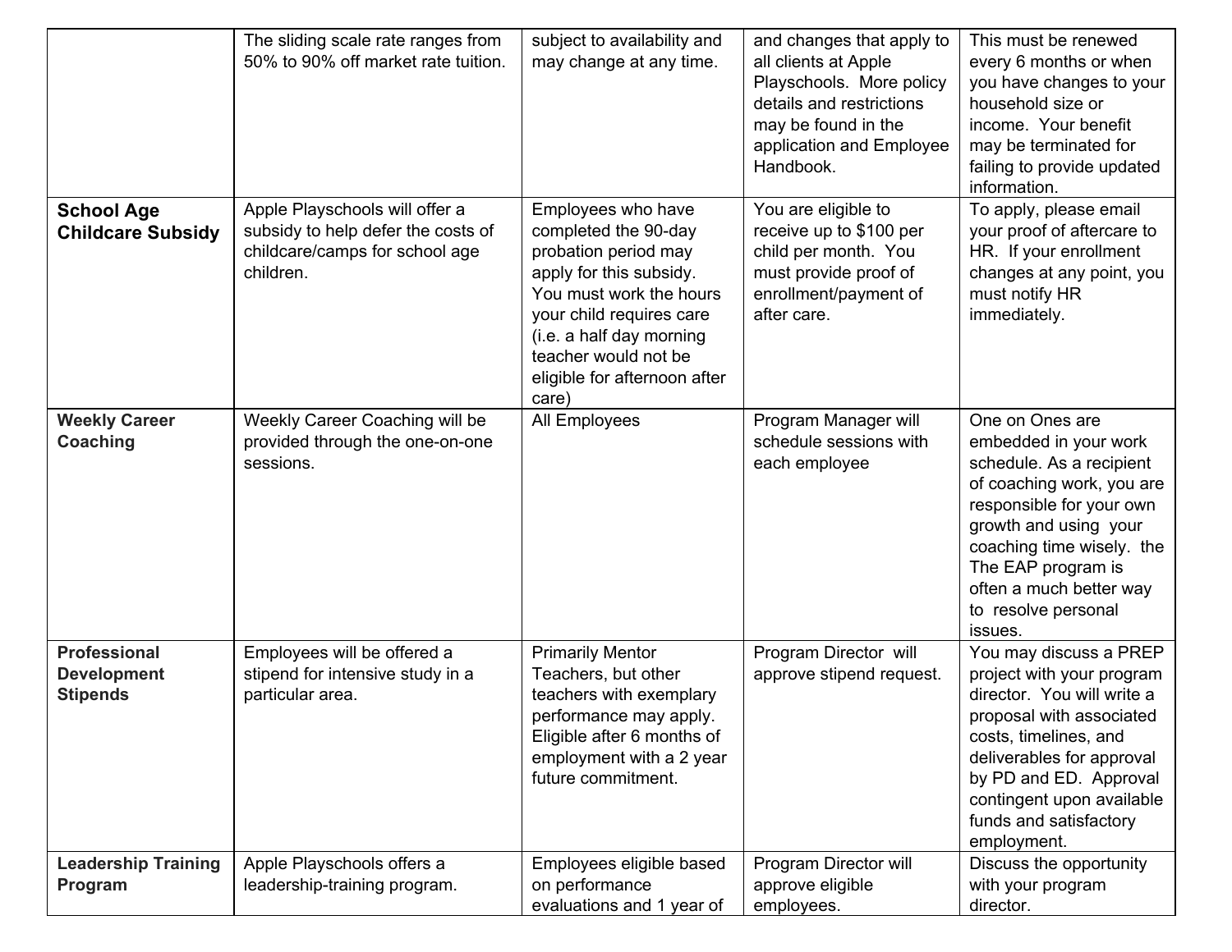| | | | | |
|---|---|---|---|---|
| | The sliding scale rate ranges from 50% to 90% off market rate tuition. | subject to availability and may change at any time. | and changes that apply to all clients at Apple Playschools. More policy details and restrictions may be found in the application and Employee Handbook. | This must be renewed every 6 months or when you have changes to your household size or income. Your benefit may be terminated for failing to provide updated information. |
| **School Age Childcare Subsidy** | Apple Playschools will offer a subsidy to help defer the costs of childcare/camps for school age children. | Employees who have completed the 90-day probation period may apply for this subsidy. You must work the hours your child requires care (i.e. a half day morning teacher would not be eligible for afternoon after care) | You are eligible to receive up to $100 per child per month. You must provide proof of enrollment/payment of after care. | To apply, please email your proof of aftercare to HR. If your enrollment changes at any point, you must notify HR immediately. |
| **Weekly Career Coaching** | Weekly Career Coaching will be provided through the one-on-one sessions. | All Employees | Program Manager will schedule sessions with each employee | One on Ones are embedded in your work schedule. As a recipient of coaching work, you are responsible for your own growth and using your coaching time wisely. the The EAP program is often a much better way to resolve personal issues. |
| **Professional Development Stipends** | Employees will be offered a stipend for intensive study in a particular area. | Primarily Mentor Teachers, but other teachers with exemplary performance may apply. Eligible after 6 months of employment with a 2 year future commitment. | Program Director will approve stipend request. | You may discuss a PREP project with your program director. You will write a proposal with associated costs, timelines, and deliverables for approval by PD and ED. Approval contingent upon available funds and satisfactory employment. |
| **Leadership Training Program** | Apple Playschools offers a leadership-training program. | Employees eligible based on performance evaluations and 1 year of | Program Director will approve eligible employees. | Discuss the opportunity with your program director. |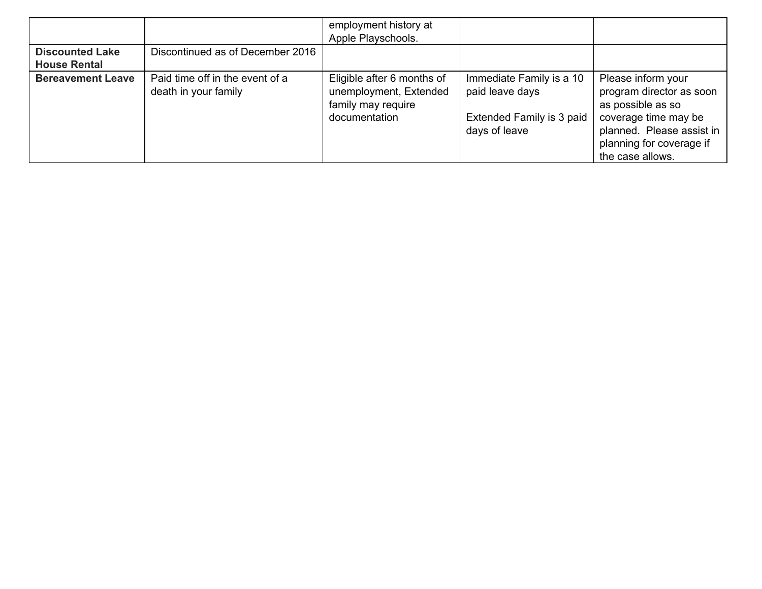| | | | | |
|---|---|---|---|---|
| | | employment history at Apple Playschools. | | |
| **Discounted Lake House Rental** | Discontinued as of December 2016 | | | |
| **Bereavement Leave** | Paid time off in the event of a death in your family | Eligible after 6 months of unemployment, Extended family may require documentation | Immediate Family is a 10 paid leave days<br><br>Extended Family is 3 paid days of leave | Please inform your program director as soon as possible as so coverage time may be planned. Please assist in planning for coverage if the case allows. |